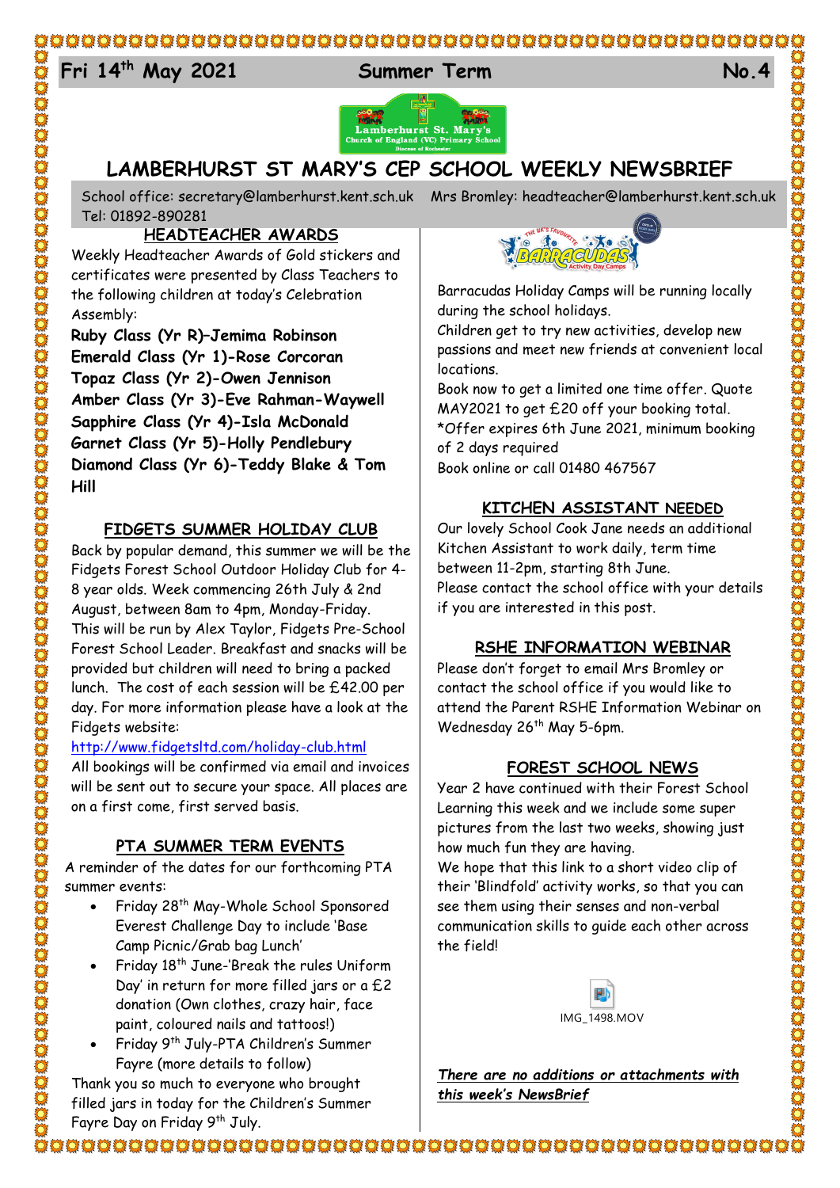Fri 14th May 2021 | Summer Term | No.4

# LAMBERHURST ST MARY'S CEP SCHOOL WEEKLY NEWSBRIEF

School office: secretary@lamberhurst.kent.sch.uk Mrs Bromley: headteacher@lamberhurst.kent.sch.uk
Tel: 01892-890281

## HEADTEACHER AWARDS

Weekly Headteacher Awards of Gold stickers and certificates were presented by Class Teachers to the following children at today's Celebration Assembly:

**Ruby Class (Yr R)–Jemima Robinson**
**Emerald Class (Yr 1)-Rose Corcoran**
**Topaz Class (Yr 2)-Owen Jennison**
**Amber Class (Yr 3)-Eve Rahman-Waywell**
**Sapphire Class (Yr 4)-Isla McDonald**
**Garnet Class (Yr 5)-Holly Pendlebury**
**Diamond Class (Yr 6)-Teddy Blake & Tom Hill**

## FIDGETS SUMMER HOLIDAY CLUB

Back by popular demand, this summer we will be the Fidgets Forest School Outdoor Holiday Club for 4-8 year olds. Week commencing 26th July & 2nd August, between 8am to 4pm, Monday-Friday. This will be run by Alex Taylor, Fidgets Pre-School Forest School Leader. Breakfast and snacks will be provided but children will need to bring a packed lunch. The cost of each session will be £42.00 per day. For more information please have a look at the Fidgets website:

http://www.fidgetsltd.com/holiday-club.html

All bookings will be confirmed via email and invoices will be sent out to secure your space. All places are on a first come, first served basis.

## PTA SUMMER TERM EVENTS

A reminder of the dates for our forthcoming PTA summer events:

- Friday 28th May-Whole School Sponsored Everest Challenge Day to include 'Base Camp Picnic/Grab bag Lunch'
- Friday 18th June-'Break the rules Uniform Day' in return for more filled jars or a £2 donation (Own clothes, crazy hair, face paint, coloured nails and tattoos!)
- Friday 9th July-PTA Children's Summer Fayre (more details to follow)

Thank you so much to everyone who brought filled jars in today for the Children's Summer Fayre Day on Friday 9th July.

Barracudas Holiday Camps will be running locally during the school holidays.
Children get to try new activities, develop new passions and meet new friends at convenient local locations.
Book now to get a limited one time offer. Quote MAY2021 to get £20 off your booking total.
*Offer expires 6th June 2021, minimum booking of 2 days required
Book online or call 01480 467567

## KITCHEN ASSISTANT NEEDED

Our lovely School Cook Jane needs an additional Kitchen Assistant to work daily, term time between 11-2pm, starting 8th June.
Please contact the school office with your details if you are interested in this post.

## RSHE INFORMATION WEBINAR

Please don't forget to email Mrs Bromley or contact the school office if you would like to attend the Parent RSHE Information Webinar on Wednesday 26th May 5-6pm.

## FOREST SCHOOL NEWS

Year 2 have continued with their Forest School Learning this week and we include some super pictures from the last two weeks, showing just how much fun they are having.
We hope that this link to a short video clip of their 'Blindfold' activity works, so that you can see them using their senses and non-verbal communication skills to guide each other across the field!

IMG_1498.MOV

***There are no additions or attachments with this week's NewsBrief***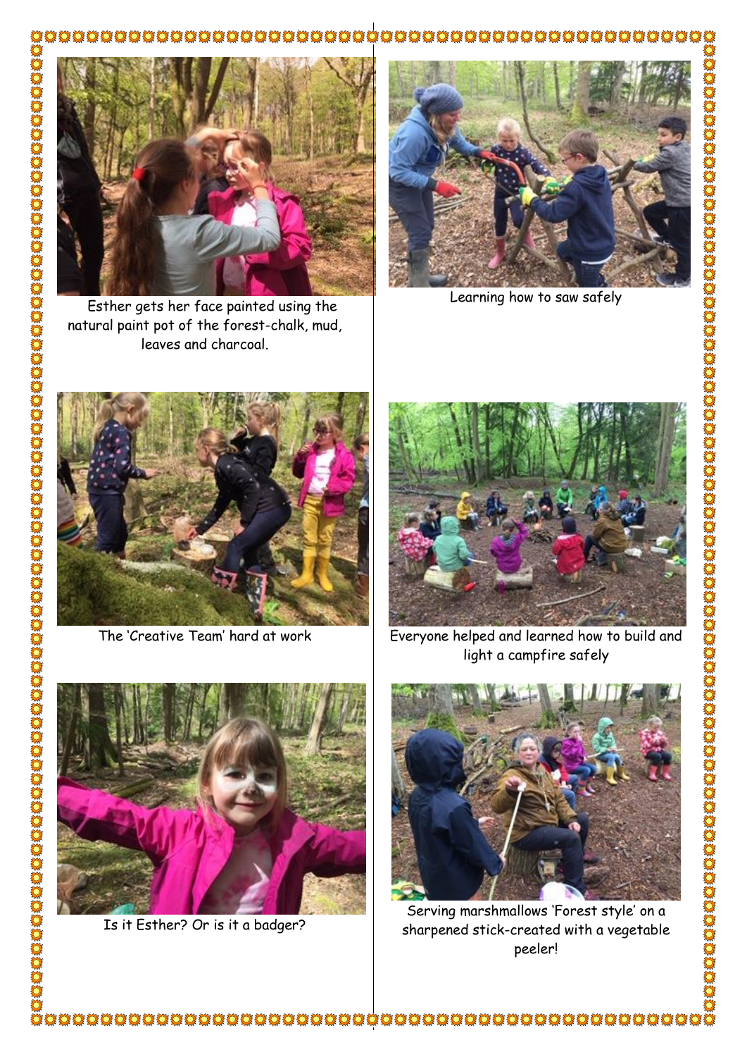Esther gets her face painted using the natural paint pot of the forest-chalk, mud, leaves and charcoal.

Learning how to saw safely

The 'Creative Team' hard at work

Everyone helped and learned how to build and light a campfire safely

Is it Esther? Or is it a badger?

Serving marshmallows 'Forest style' on a sharpened stick-created with a vegetable peeler!